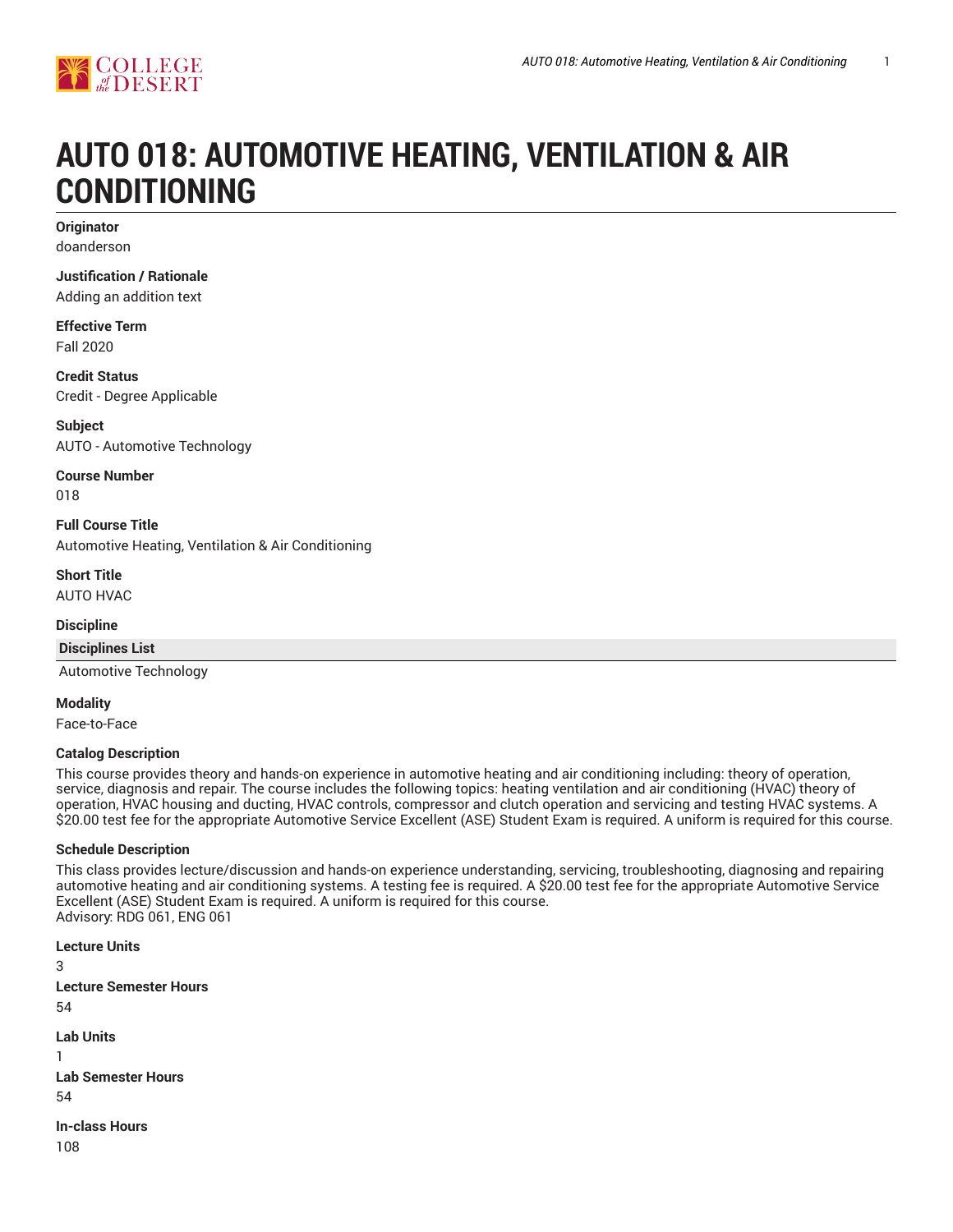# AUTO 018: AUTOMOTIVE HEATING, VENTILATION & AIR CONDITIONING

**Originator**
doanderson

**Justification / Rationale**
Adding an addition text

**Effective Term**
Fall 2020

**Credit Status**
Credit - Degree Applicable

**Subject**
AUTO - Automotive Technology

**Course Number**
018

**Full Course Title**
Automotive Heating, Ventilation & Air Conditioning

**Short Title**
AUTO HVAC

**Discipline**

| Disciplines List |
| --- |
| Automotive Technology |

**Modality**
Face-to-Face

**Catalog Description**
This course provides theory and hands-on experience in automotive heating and air conditioning including: theory of operation, service, diagnosis and repair. The course includes the following topics: heating ventilation and air conditioning (HVAC) theory of operation, HVAC housing and ducting, HVAC controls, compressor and clutch operation and servicing and testing HVAC systems. A $20.00 test fee for the appropriate Automotive Service Excellent (ASE) Student Exam is required. A uniform is required for this course.

**Schedule Description**
This class provides lecture/discussion and hands-on experience understanding, servicing, troubleshooting, diagnosing and repairing automotive heating and air conditioning systems. A testing fee is required. A $20.00 test fee for the appropriate Automotive Service Excellent (ASE) Student Exam is required. A uniform is required for this course.
Advisory: RDG 061, ENG 061

**Lecture Units**
3

**Lecture Semester Hours**
54

**Lab Units**
1

**Lab Semester Hours**
54

**In-class Hours**
108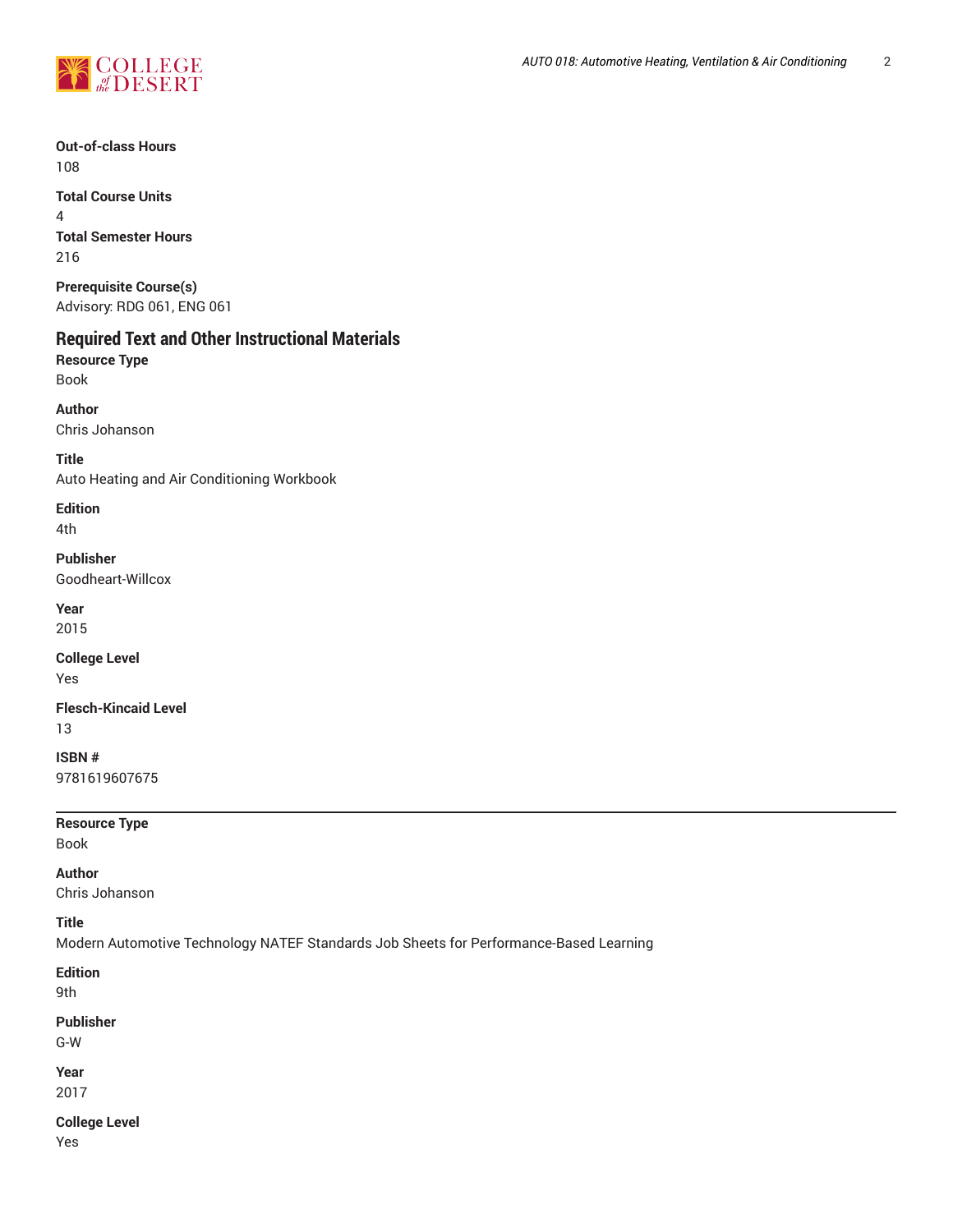**Out-of-class Hours**
108

**Total Course Units**
4

**Total Semester Hours**
216

**Prerequisite Course(s)**
Advisory: RDG 061, ENG 061

## Required Text and Other Instructional Materials

**Resource Type**
Book

**Author**
Chris Johanson

**Title**
Auto Heating and Air Conditioning Workbook

**Edition**
4th

**Publisher**
Goodheart-Willcox

**Year**
2015

**College Level**
Yes

**Flesch-Kincaid Level**
13

**ISBN #**
9781619607675

---

**Resource Type**
Book

**Author**
Chris Johanson

**Title**
Modern Automotive Technology NATEF Standards Job Sheets for Performance-Based Learning

**Edition**
9th

**Publisher**
G-W

**Year**
2017

**College Level**
Yes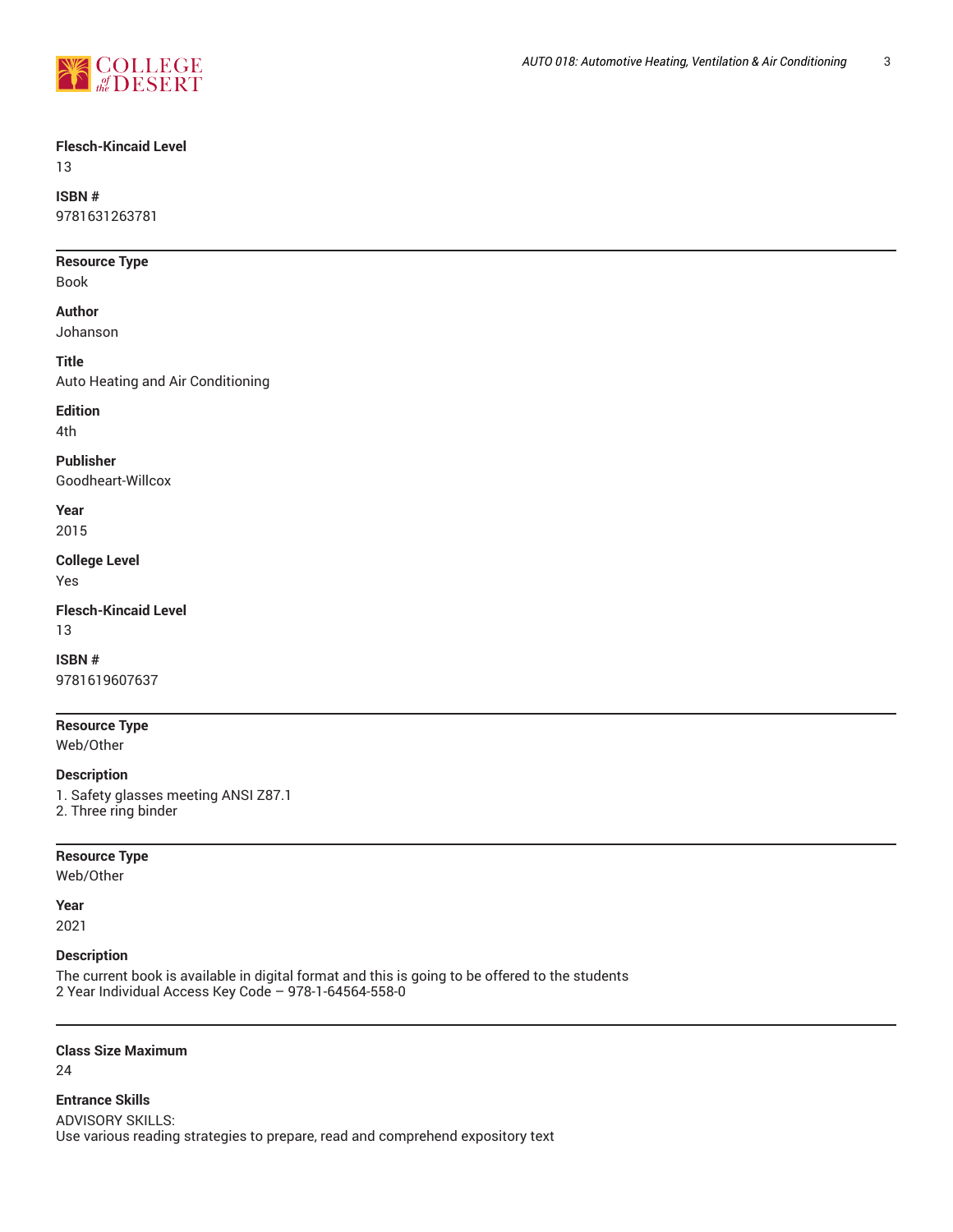**Flesch-Kincaid Level**
13

**ISBN #**
9781631263781

---

**Resource Type**
Book

**Author**
Johanson

**Title**
Auto Heating and Air Conditioning

**Edition**
4th

**Publisher**
Goodheart-Willcox

**Year**
2015

**College Level**
Yes

**Flesch-Kincaid Level**
13

**ISBN #**
9781619607637

---

**Resource Type**
Web/Other

**Description**
1. Safety glasses meeting ANSI Z87.1
2. Three ring binder

---

**Resource Type**
Web/Other

**Year**
2021

**Description**
The current book is available in digital format and this is going to be offered to the students
2 Year Individual Access Key Code – 978-1-64564-558-0

---

**Class Size Maximum**
24

**Entrance Skills**
ADVISORY SKILLS:
Use various reading strategies to prepare, read and comprehend expository text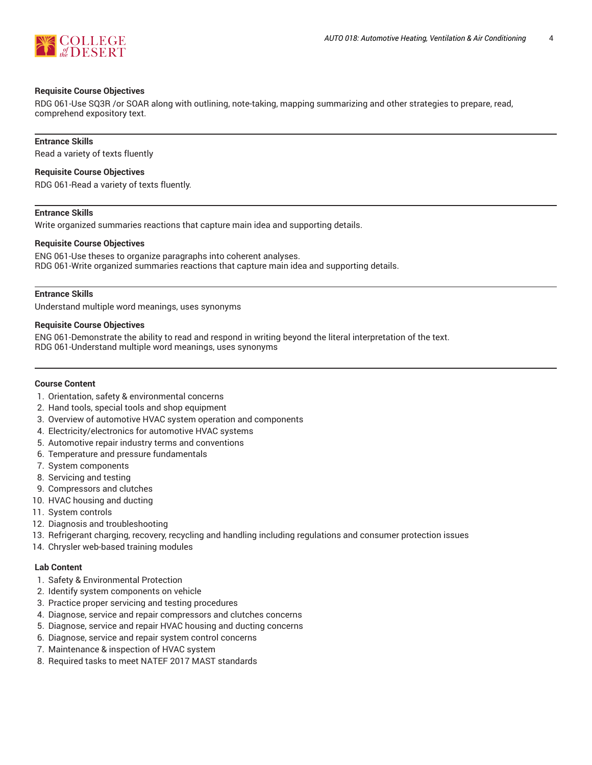**Requisite Course Objectives**

RDG 061-Use SQ3R /or SOAR along with outlining, note-taking, mapping summarizing and other strategies to prepare, read, comprehend expository text.

---

**Entrance Skills**

Read a variety of texts fluently

**Requisite Course Objectives**

RDG 061-Read a variety of texts fluently.

---

**Entrance Skills**

Write organized summaries reactions that capture main idea and supporting details.

**Requisite Course Objectives**

ENG 061-Use theses to organize paragraphs into coherent analyses.
RDG 061-Write organized summaries reactions that capture main idea and supporting details.

---

**Entrance Skills**

Understand multiple word meanings, uses synonyms

**Requisite Course Objectives**

ENG 061-Demonstrate the ability to read and respond in writing beyond the literal interpretation of the text.
RDG 061-Understand multiple word meanings, uses synonyms

---

**Course Content**

1. Orientation, safety & environmental concerns
2. Hand tools, special tools and shop equipment
3. Overview of automotive HVAC system operation and components
4. Electricity/electronics for automotive HVAC systems
5. Automotive repair industry terms and conventions
6. Temperature and pressure fundamentals
7. System components
8. Servicing and testing
9. Compressors and clutches
10. HVAC housing and ducting
11. System controls
12. Diagnosis and troubleshooting
13. Refrigerant charging, recovery, recycling and handling including regulations and consumer protection issues
14. Chrysler web-based training modules

**Lab Content**

1. Safety & Environmental Protection
2. Identify system components on vehicle
3. Practice proper servicing and testing procedures
4. Diagnose, service and repair compressors and clutches concerns
5. Diagnose, service and repair HVAC housing and ducting concerns
6. Diagnose, service and repair system control concerns
7. Maintenance & inspection of HVAC system
8. Required tasks to meet NATEF 2017 MAST standards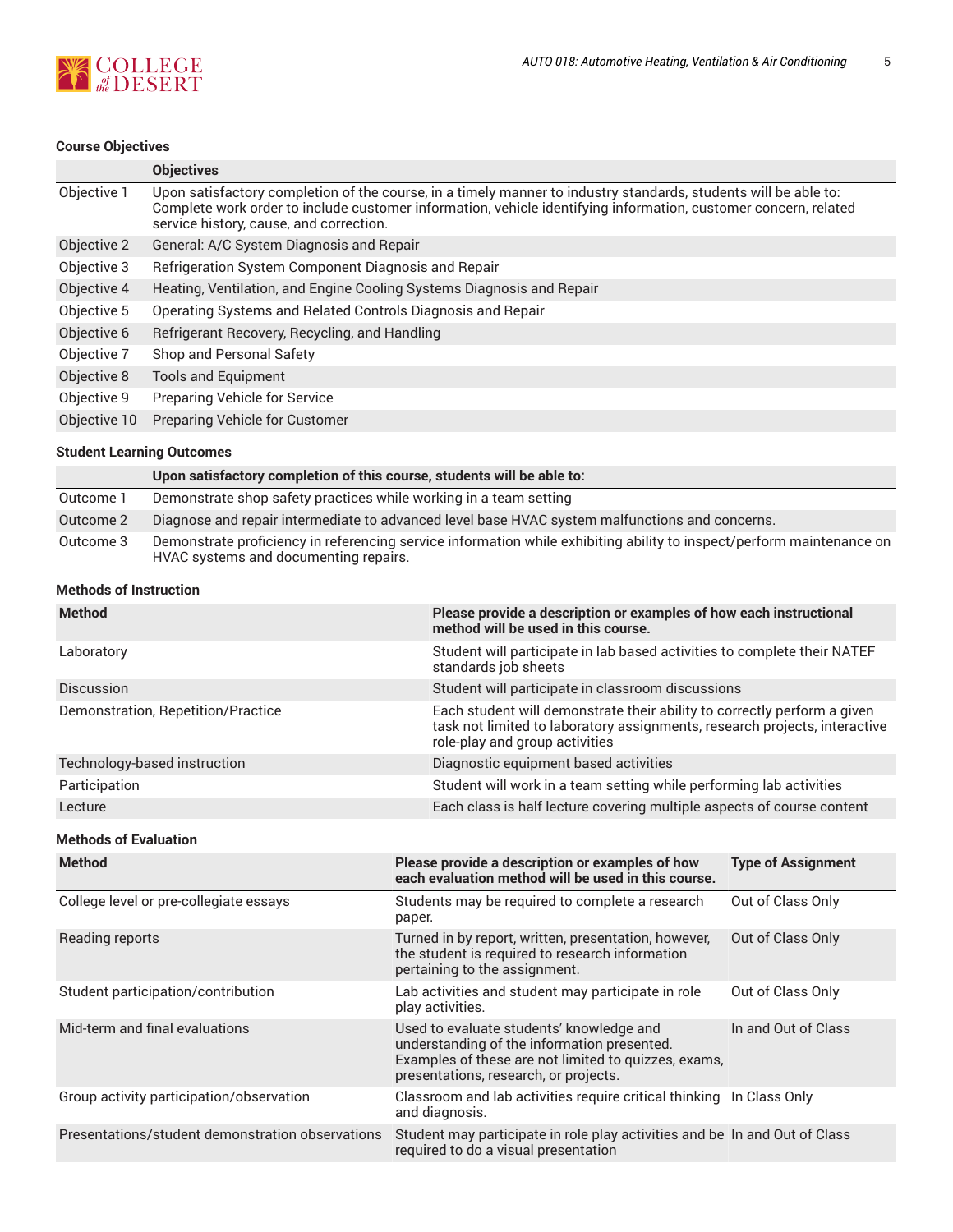### Course Objectives

| | Objectives |
|---|---|
| Objective 1 | Upon satisfactory completion of the course, in a timely manner to industry standards, students will be able to: Complete work order to include customer information, vehicle identifying information, customer concern, related service history, cause, and correction. |
| Objective 2 | General: A/C System Diagnosis and Repair |
| Objective 3 | Refrigeration System Component Diagnosis and Repair |
| Objective 4 | Heating, Ventilation, and Engine Cooling Systems Diagnosis and Repair |
| Objective 5 | Operating Systems and Related Controls Diagnosis and Repair |
| Objective 6 | Refrigerant Recovery, Recycling, and Handling |
| Objective 7 | Shop and Personal Safety |
| Objective 8 | Tools and Equipment |
| Objective 9 | Preparing Vehicle for Service |
| Objective 10 | Preparing Vehicle for Customer |

### Student Learning Outcomes

| | Upon satisfactory completion of this course, students will be able to: |
|---|---|
| Outcome 1 | Demonstrate shop safety practices while working in a team setting |
| Outcome 2 | Diagnose and repair intermediate to advanced level base HVAC system malfunctions and concerns. |
| Outcome 3 | Demonstrate proficiency in referencing service information while exhibiting ability to inspect/perform maintenance on HVAC systems and documenting repairs. |

### Methods of Instruction

| Method | Please provide a description or examples of how each instructional method will be used in this course. |
|---|---|
| Laboratory | Student will participate in lab based activities to complete their NATEF standards job sheets |
| Discussion | Student will participate in classroom discussions |
| Demonstration, Repetition/Practice | Each student will demonstrate their ability to correctly perform a given task not limited to laboratory assignments, research projects, interactive role-play and group activities |
| Technology-based instruction | Diagnostic equipment based activities |
| Participation | Student will work in a team setting while performing lab activities |
| Lecture | Each class is half lecture covering multiple aspects of course content |

### Methods of Evaluation

| Method | Please provide a description or examples of how each evaluation method will be used in this course. | Type of Assignment |
|---|---|---|
| College level or pre-collegiate essays | Students may be required to complete a research paper. | Out of Class Only |
| Reading reports | Turned in by report, written, presentation, however, the student is required to research information pertaining to the assignment. | Out of Class Only |
| Student participation/contribution | Lab activities and student may participate in role play activities. | Out of Class Only |
| Mid-term and final evaluations | Used to evaluate students' knowledge and understanding of the information presented. Examples of these are not limited to quizzes, exams, presentations, research, or projects. | In and Out of Class |
| Group activity participation/observation | Classroom and lab activities require critical thinking and diagnosis. | In Class Only |
| Presentations/student demonstration observations | Student may participate in role play activities and be required to do a visual presentation | In and Out of Class |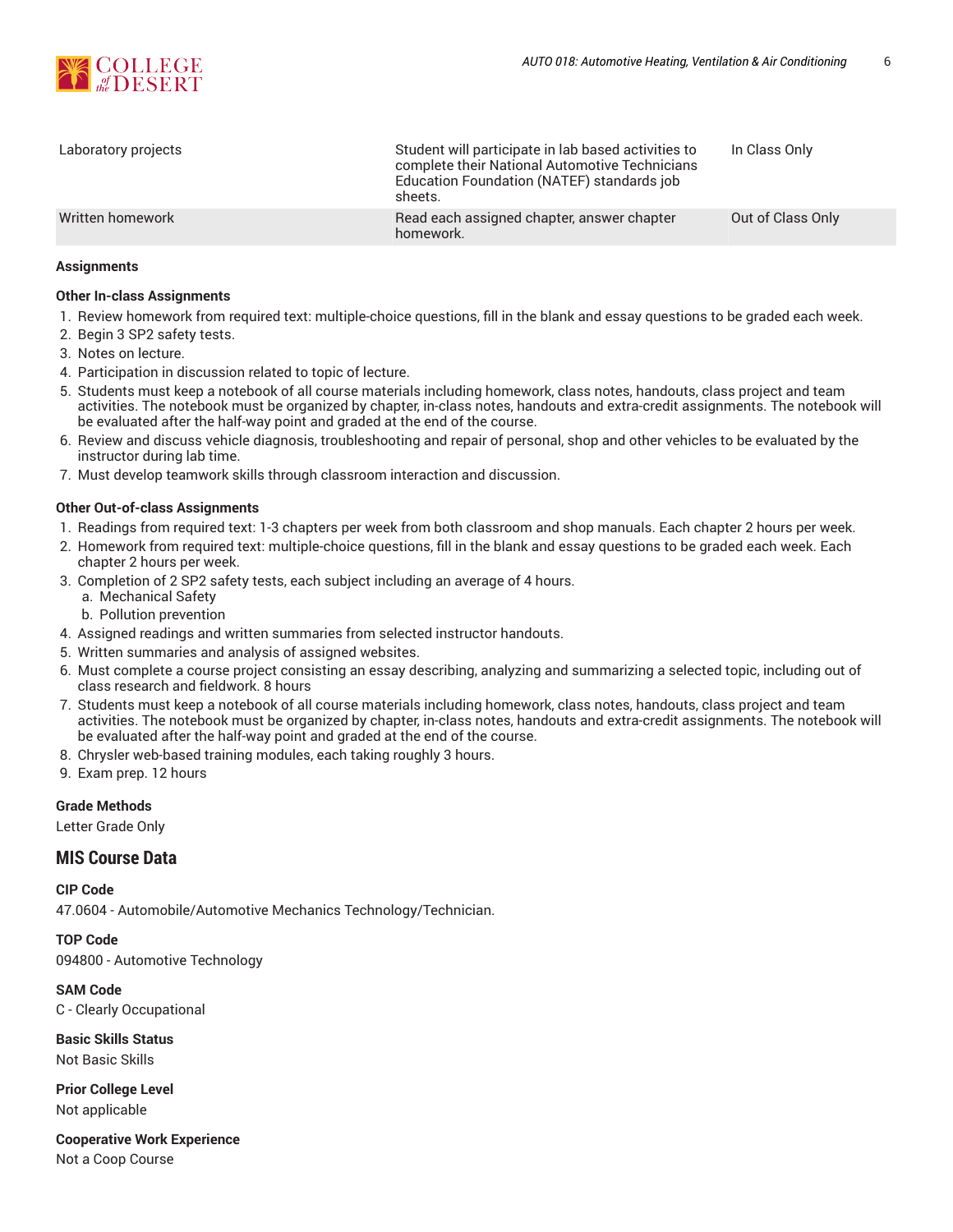| | | |
|---|---|---|
| Laboratory projects | Student will participate in lab based activities to complete their National Automotive Technicians Education Foundation (NATEF) standards job sheets. | In Class Only |
| Written homework | Read each assigned chapter, answer chapter homework. | Out of Class Only |

**Assignments**

**Other In-class Assignments**

1. Review homework from required text: multiple-choice questions, fill in the blank and essay questions to be graded each week.
2. Begin 3 SP2 safety tests.
3. Notes on lecture.
4. Participation in discussion related to topic of lecture.
5. Students must keep a notebook of all course materials including homework, class notes, handouts, class project and team activities. The notebook must be organized by chapter, in-class notes, handouts and extra-credit assignments. The notebook will be evaluated after the half-way point and graded at the end of the course.
6. Review and discuss vehicle diagnosis, troubleshooting and repair of personal, shop and other vehicles to be evaluated by the instructor during lab time.
7. Must develop teamwork skills through classroom interaction and discussion.

**Other Out-of-class Assignments**

1. Readings from required text: 1-3 chapters per week from both classroom and shop manuals. Each chapter 2 hours per week.
2. Homework from required text: multiple-choice questions, fill in the blank and essay questions to be graded each week. Each chapter 2 hours per week.
3. Completion of 2 SP2 safety tests, each subject including an average of 4 hours.
   a. Mechanical Safety
   b. Pollution prevention
4. Assigned readings and written summaries from selected instructor handouts.
5. Written summaries and analysis of assigned websites.
6. Must complete a course project consisting an essay describing, analyzing and summarizing a selected topic, including out of class research and fieldwork. 8 hours
7. Students must keep a notebook of all course materials including homework, class notes, handouts, class project and team activities. The notebook must be organized by chapter, in-class notes, handouts and extra-credit assignments. The notebook will be evaluated after the half-way point and graded at the end of the course.
8. Chrysler web-based training modules, each taking roughly 3 hours.
9. Exam prep. 12 hours

**Grade Methods**

Letter Grade Only

## MIS Course Data

**CIP Code**

47.0604 - Automobile/Automotive Mechanics Technology/Technician.

**TOP Code**

094800 - Automotive Technology

**SAM Code**

C - Clearly Occupational

**Basic Skills Status**

Not Basic Skills

**Prior College Level**

Not applicable

**Cooperative Work Experience**

Not a Coop Course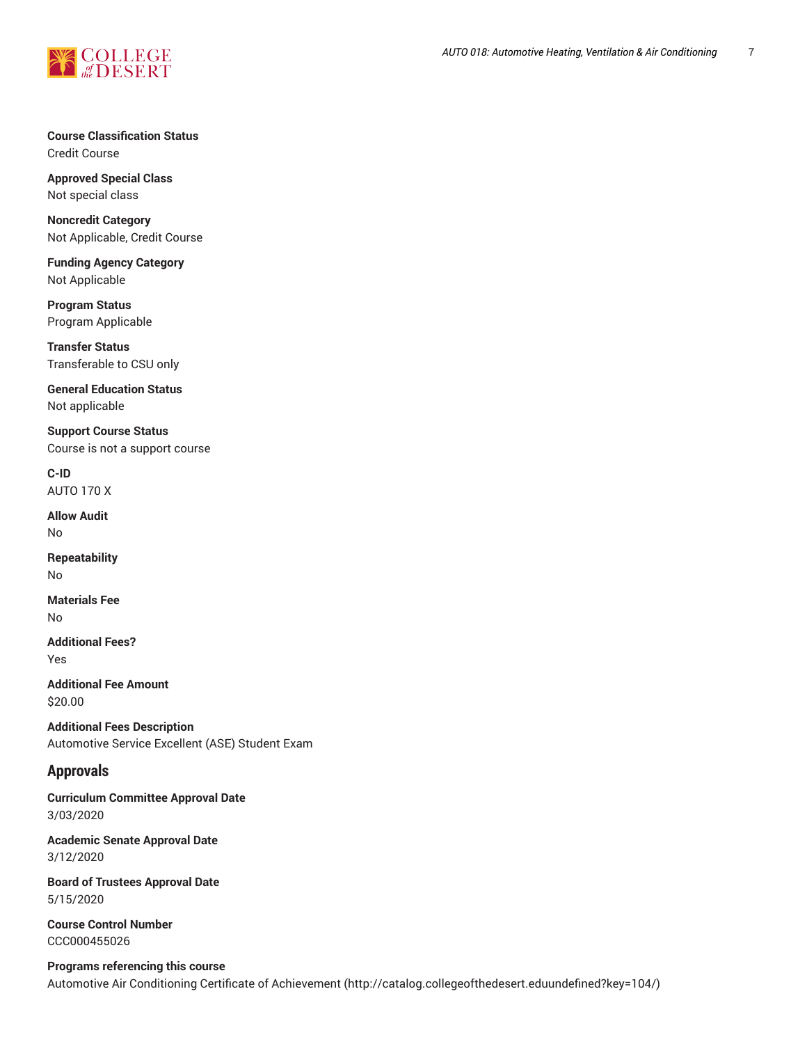**Course Classification Status**
Credit Course

**Approved Special Class**
Not special class

**Noncredit Category**
Not Applicable, Credit Course

**Funding Agency Category**
Not Applicable

**Program Status**
Program Applicable

**Transfer Status**
Transferable to CSU only

**General Education Status**
Not applicable

**Support Course Status**
Course is not a support course

**C-ID**
AUTO 170 X

**Allow Audit**
No

**Repeatability**
No

**Materials Fee**
No

**Additional Fees?**
Yes

**Additional Fee Amount**
$20.00

**Additional Fees Description**
Automotive Service Excellent (ASE) Student Exam

## Approvals

**Curriculum Committee Approval Date**
3/03/2020

**Academic Senate Approval Date**
3/12/2020

**Board of Trustees Approval Date**
5/15/2020

**Course Control Number**
CCC000455026

**Programs referencing this course**
Automotive Air Conditioning Certificate of Achievement (http://catalog.collegeofthedesert.eduundefined?key=104/)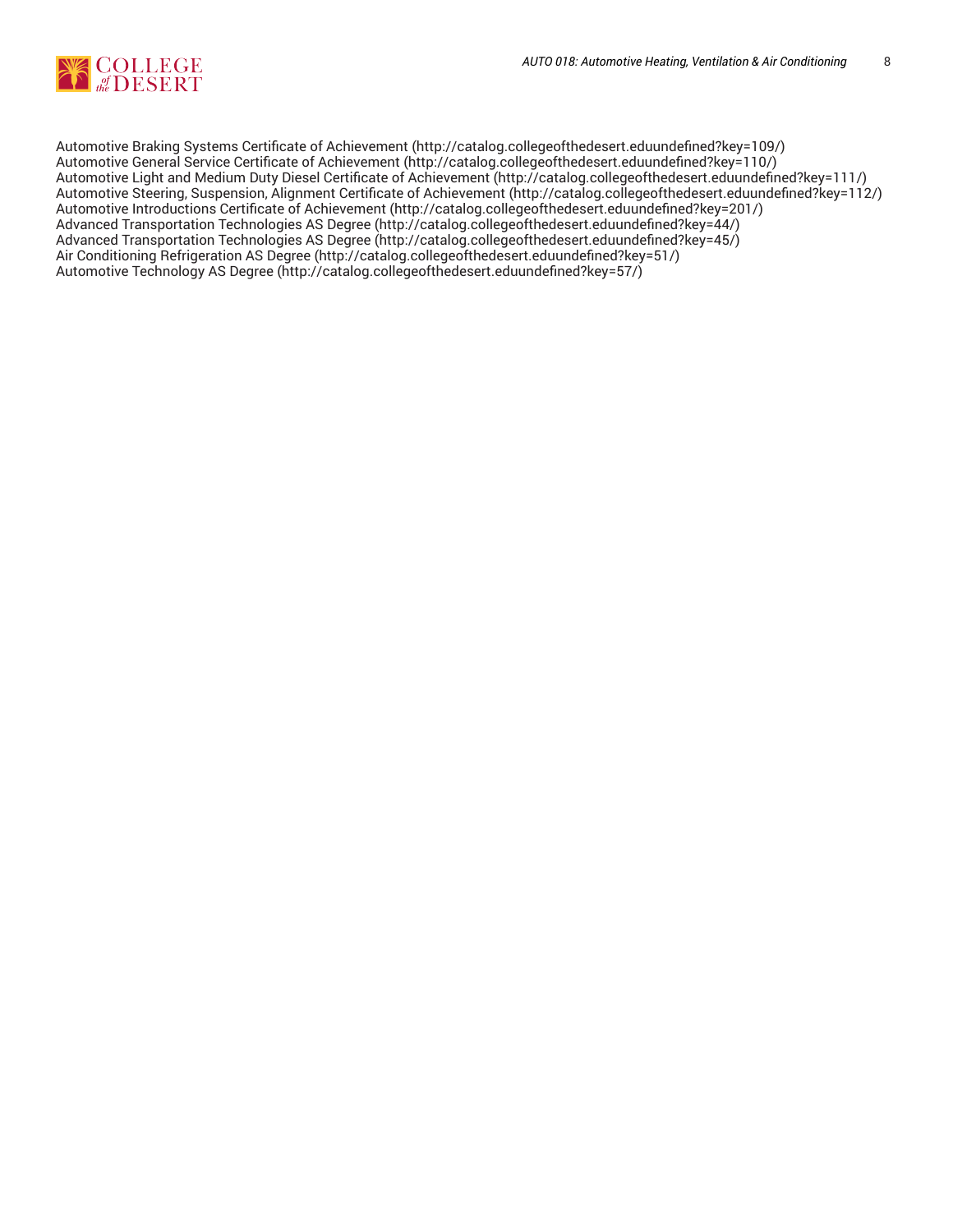Automotive Braking Systems Certificate of Achievement (http://catalog.collegeofthedesert.eduundefined?key=109/)
Automotive General Service Certificate of Achievement (http://catalog.collegeofthedesert.eduundefined?key=110/)
Automotive Light and Medium Duty Diesel Certificate of Achievement (http://catalog.collegeofthedesert.eduundefined?key=111/)
Automotive Steering, Suspension, Alignment Certificate of Achievement (http://catalog.collegeofthedesert.eduundefined?key=112/)
Automotive Introductions Certificate of Achievement (http://catalog.collegeofthedesert.eduundefined?key=201/)
Advanced Transportation Technologies AS Degree (http://catalog.collegeofthedesert.eduundefined?key=44/)
Advanced Transportation Technologies AS Degree (http://catalog.collegeofthedesert.eduundefined?key=45/)
Air Conditioning Refrigeration AS Degree (http://catalog.collegeofthedesert.eduundefined?key=51/)
Automotive Technology AS Degree (http://catalog.collegeofthedesert.eduundefined?key=57/)